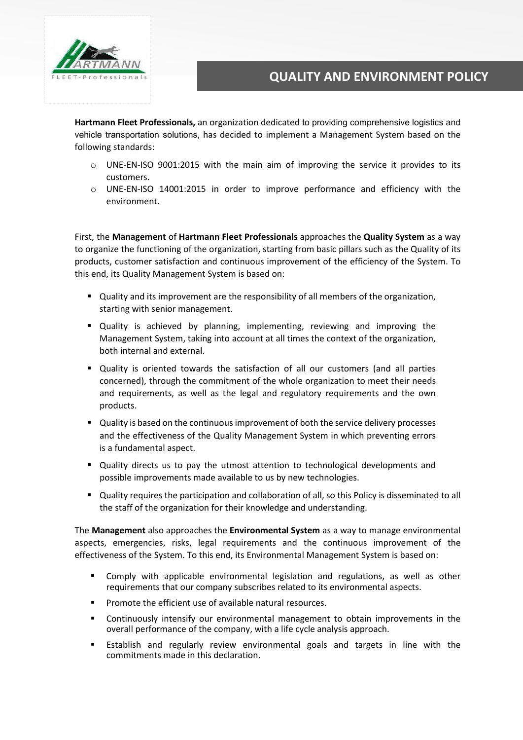# QUALITY AND ENVIRONMENT POLICY

**Hartmann Fleet Professionals,** an organization dedicated to providing comprehensive logistics and vehicle transportation solutions, has decided to implement a Management System based on the following standards:

- UNE-EN-ISO 9001:2015 with the main aim of improving the service it provides to its customers.
- UNE-EN-ISO 14001:2015 in order to improve performance and efficiency with the environment.

First, the **Management** of **Hartmann Fleet Professionals** approaches the **Quality System** as a way to organize the functioning of the organization, starting from basic pillars such as the Quality of its products, customer satisfaction and continuous improvement of the efficiency of the System. To this end, its Quality Management System is based on:

- Quality and its improvement are the responsibility of all members of the organization, starting with senior management.
- Quality is achieved by planning, implementing, reviewing and improving the Management System, taking into account at all times the context of the organization, both internal and external.
- Quality is oriented towards the satisfaction of all our customers (and all parties concerned), through the commitment of the whole organization to meet their needs and requirements, as well as the legal and regulatory requirements and the own products.
- Quality is based on the continuous improvement of both the service delivery processes and the effectiveness of the Quality Management System in which preventing errors is a fundamental aspect.
- Quality directs us to pay the utmost attention to technological developments and possible improvements made available to us by new technologies.
- Quality requires the participation and collaboration of all, so this Policy is disseminated to all the staff of the organization for their knowledge and understanding.

The **Management** also approaches the **Environmental System** as a way to manage environmental aspects, emergencies, risks, legal requirements and the continuous improvement of the effectiveness of the System. To this end, its Environmental Management System is based on:

- Comply with applicable environmental legislation and regulations, as well as other requirements that our company subscribes related to its environmental aspects.
- Promote the efficient use of available natural resources.
- Continuously intensify our environmental management to obtain improvements in the overall performance of the company, with a life cycle analysis approach.
- Establish and regularly review environmental goals and targets in line with the commitments made in this declaration.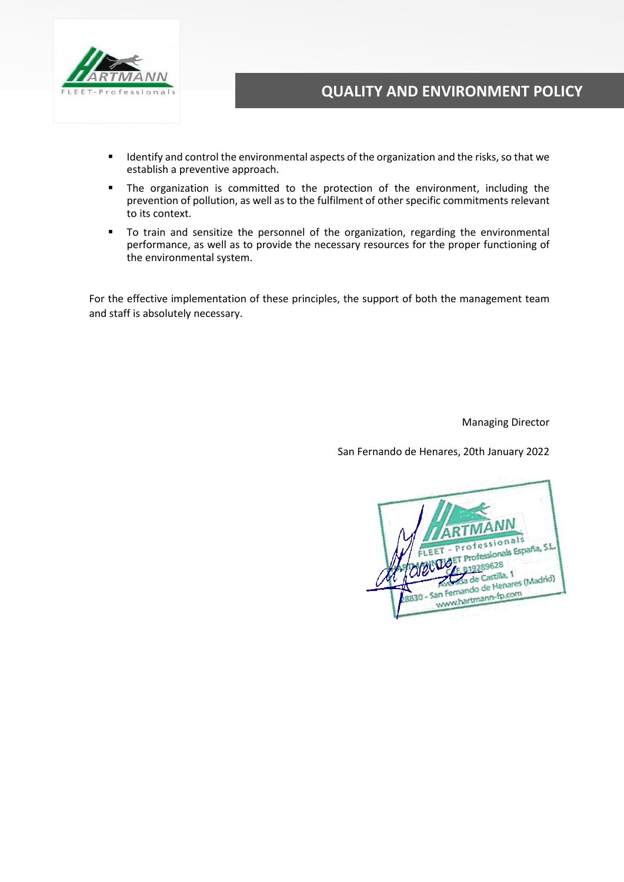# QUALITY AND ENVIRONMENT POLICY

- Identify and control the environmental aspects of the organization and the risks, so that we establish a preventive approach.
- The organization is committed to the protection of the environment, including the prevention of pollution, as well as to the fulfilment of other specific commitments relevant to its context.
- To train and sensitize the personnel of the organization, regarding the environmental performance, as well as to provide the necessary resources for the proper functioning of the environmental system.

For the effective implementation of these principles, the support of both the management team and staff is absolutely necessary.

Managing Director

San Fernando de Henares, 20th January 2022

HARTMANN
FLEET - Professionals
HARTMANN FLEET Professionals España, S.L.
C.I.F. B19289628
Avenida de Castilla, 1
28830 - San Fernando de Henares (Madrid)
www.hartmann-fp.com